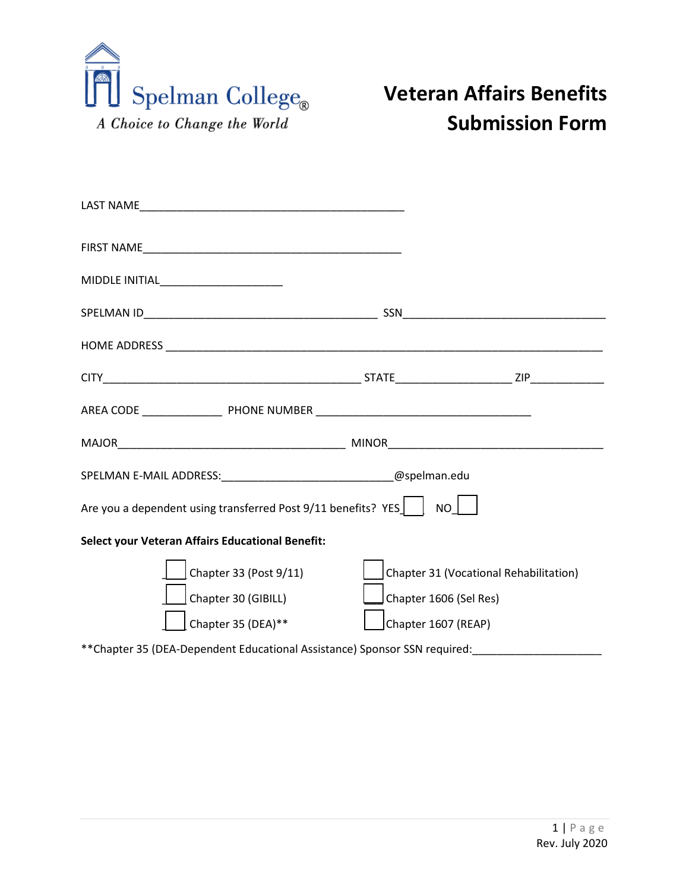Spelman College
*A Choice to Change the World*

# Veteran Affairs Benefits Submission Form

LAST NAME_____________________________________________

FIRST NAME____________________________________________

MIDDLE INITIAL___________________

SPELMAN ID______________________________________ SSN__________________________________

HOME ADDRESS ________________________________________________________________________

CITY____________________________________________ STATE___________________ ZIP____________

AREA CODE _____________ PHONE NUMBER ____________________________________

MAJOR_______________________________________ MINOR____________________________________

SPELMAN E-MAIL ADDRESS:___________________________@spelman.edu

Are you a dependent using transferred Post 9/11 benefits? YES ☐ NO ☐

**Select your Veteran Affairs Educational Benefit:**

☐ Chapter 33 (Post 9/11)

☐ Chapter 30 (GIBILL)

☐ Chapter 35 (DEA)**

☐ Chapter 31 (Vocational Rehabilitation)

☐ Chapter 1606 (Sel Res)

☐ Chapter 1607 (REAP)

**Chapter 35 (DEA-Dependent Educational Assistance) Sponsor SSN required:____________________

Rev. July 2020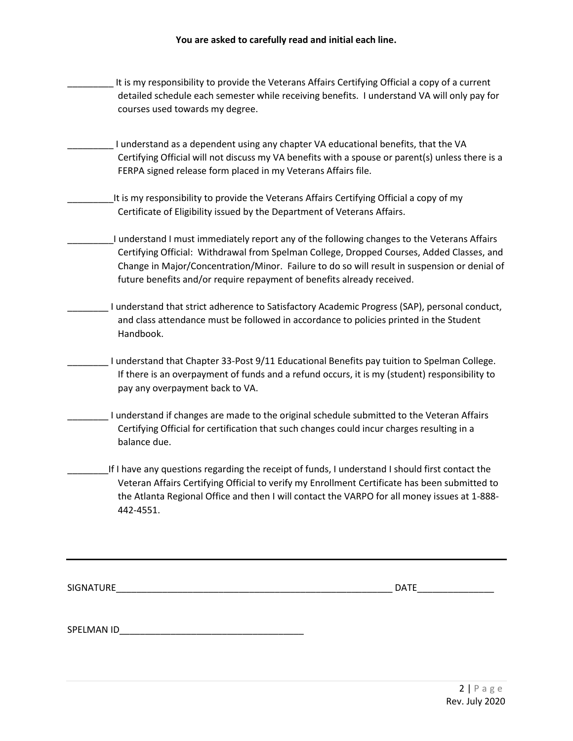**You are asked to carefully read and initial each line.**

_________ It is my responsibility to provide the Veterans Affairs Certifying Official a copy of a current detailed schedule each semester while receiving benefits. I understand VA will only pay for courses used towards my degree.

_________ I understand as a dependent using any chapter VA educational benefits, that the VA Certifying Official will not discuss my VA benefits with a spouse or parent(s) unless there is a FERPA signed release form placed in my Veterans Affairs file.

_________It is my responsibility to provide the Veterans Affairs Certifying Official a copy of my Certificate of Eligibility issued by the Department of Veterans Affairs.

_________I understand I must immediately report any of the following changes to the Veterans Affairs Certifying Official: Withdrawal from Spelman College, Dropped Courses, Added Classes, and Change in Major/Concentration/Minor. Failure to do so will result in suspension or denial of future benefits and/or require repayment of benefits already received.

________ I understand that strict adherence to Satisfactory Academic Progress (SAP), personal conduct, and class attendance must be followed in accordance to policies printed in the Student Handbook.

________ I understand that Chapter 33-Post 9/11 Educational Benefits pay tuition to Spelman College. If there is an overpayment of funds and a refund occurs, it is my (student) responsibility to pay any overpayment back to VA.

________ I understand if changes are made to the original schedule submitted to the Veteran Affairs Certifying Official for certification that such changes could incur charges resulting in a balance due.

________If I have any questions regarding the receipt of funds, I understand I should first contact the Veteran Affairs Certifying Official to verify my Enrollment Certificate has been submitted to the Atlanta Regional Office and then I will contact the VARPO for all money issues at 1-888-442-4551.

---

SIGNATURE_______________________________________________________ DATE_______________

SPELMAN ID____________________________________

Rev. July 2020